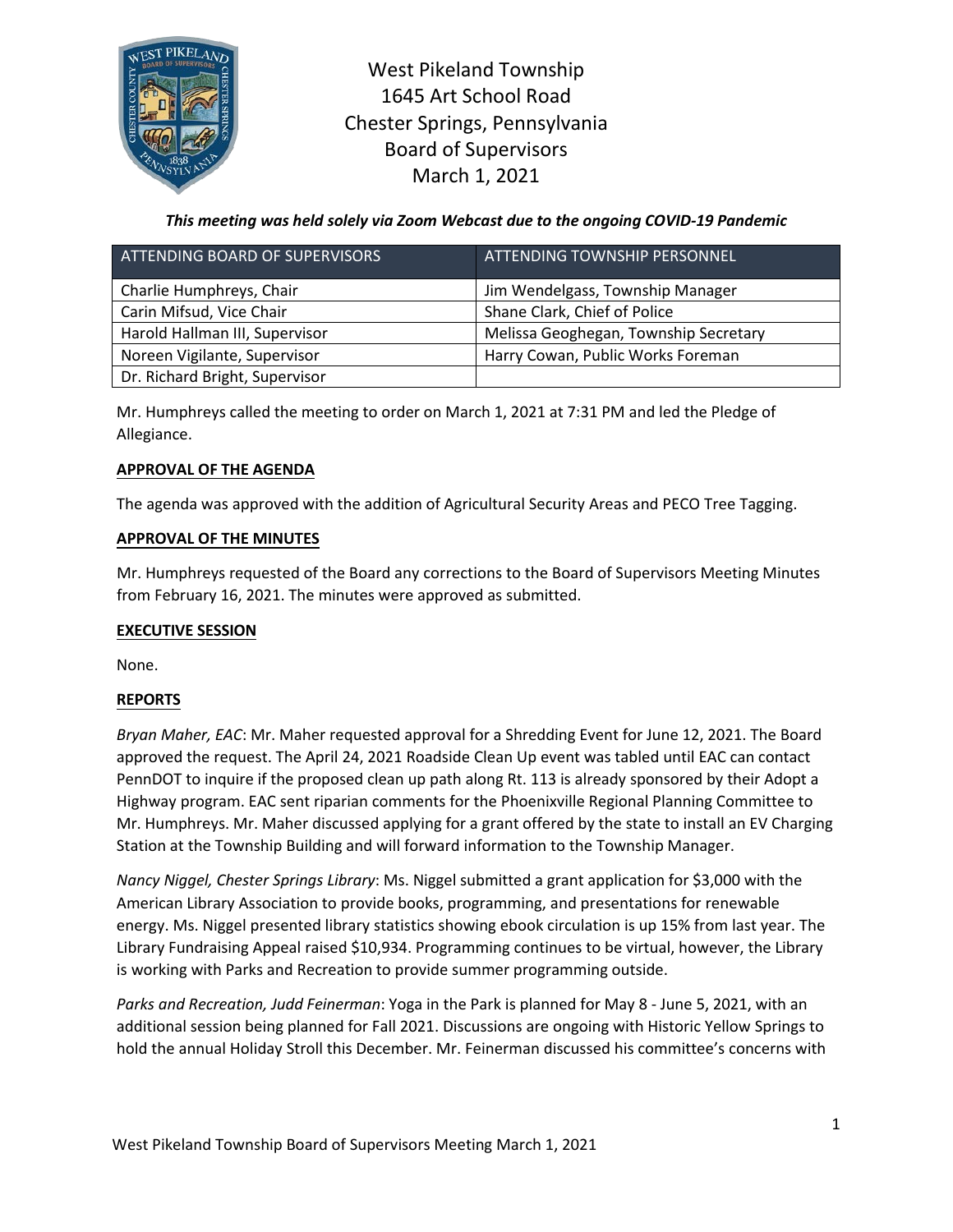# West Pikeland Township
## 1645 Art School Road
## Chester Springs, Pennsylvania
## Board of Supervisors
## March 1, 2021

***This meeting was held solely via Zoom Webcast due to the ongoing COVID-19 Pandemic***

| ATTENDING BOARD OF SUPERVISORS | ATTENDING TOWNSHIP PERSONNEL |
| --- | --- |
| Charlie Humphreys, Chair | Jim Wendelgass, Township Manager |
| Carin Mifsud, Vice Chair | Shane Clark, Chief of Police |
| Harold Hallman III, Supervisor | Melissa Geoghegan, Township Secretary |
| Noreen Vigilante, Supervisor | Harry Cowan, Public Works Foreman |
| Dr. Richard Bright, Supervisor | |

Mr. Humphreys called the meeting to order on March 1, 2021 at 7:31 PM and led the Pledge of Allegiance.

**APPROVAL OF THE AGENDA**

The agenda was approved with the addition of Agricultural Security Areas and PECO Tree Tagging.

**APPROVAL OF THE MINUTES**

Mr. Humphreys requested of the Board any corrections to the Board of Supervisors Meeting Minutes from February 16, 2021. The minutes were approved as submitted.

**EXECUTIVE SESSION**

None.

**REPORTS**

*Bryan Maher, EAC*: Mr. Maher requested approval for a Shredding Event for June 12, 2021. The Board approved the request. The April 24, 2021 Roadside Clean Up event was tabled until EAC can contact PennDOT to inquire if the proposed clean up path along Rt. 113 is already sponsored by their Adopt a Highway program. EAC sent riparian comments for the Phoenixville Regional Planning Committee to Mr. Humphreys. Mr. Maher discussed applying for a grant offered by the state to install an EV Charging Station at the Township Building and will forward information to the Township Manager.

*Nancy Niggel, Chester Springs Library*: Ms. Niggel submitted a grant application for $3,000 with the American Library Association to provide books, programming, and presentations for renewable energy. Ms. Niggel presented library statistics showing ebook circulation is up 15% from last year. The Library Fundraising Appeal raised $10,934. Programming continues to be virtual, however, the Library is working with Parks and Recreation to provide summer programming outside.

*Parks and Recreation, Judd Feinerman*: Yoga in the Park is planned for May 8 - June 5, 2021, with an additional session being planned for Fall 2021. Discussions are ongoing with Historic Yellow Springs to hold the annual Holiday Stroll this December. Mr. Feinerman discussed his committee's concerns with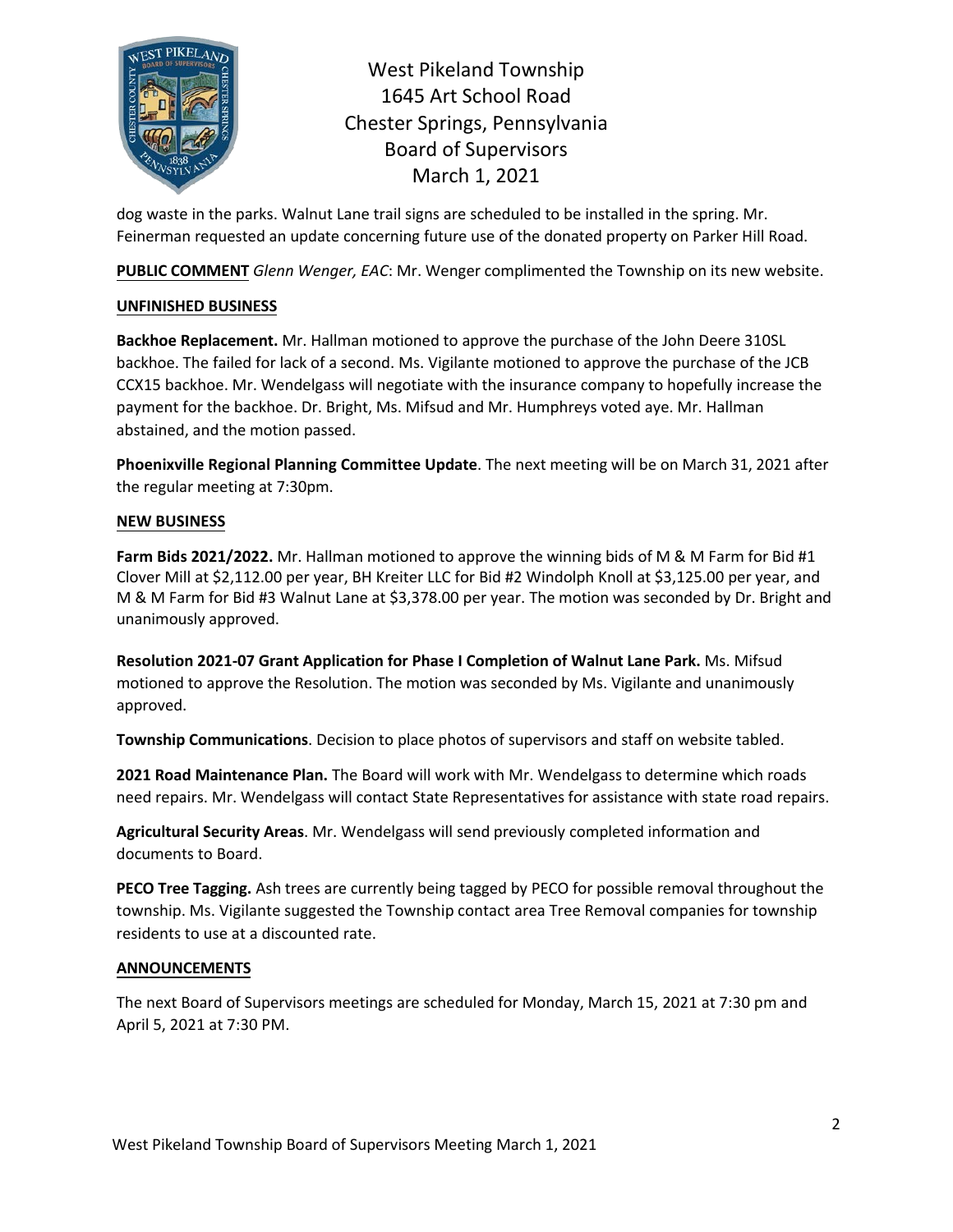dog waste in the parks. Walnut Lane trail signs are scheduled to be installed in the spring. Mr. Feinerman requested an update concerning future use of the donated property on Parker Hill Road.

**PUBLIC COMMENT** *Glenn Wenger, EAC*: Mr. Wenger complimented the Township on its new website.

**UNFINISHED BUSINESS**

**Backhoe Replacement.** Mr. Hallman motioned to approve the purchase of the John Deere 310SL backhoe. The failed for lack of a second. Ms. Vigilante motioned to approve the purchase of the JCB CCX15 backhoe. Mr. Wendelgass will negotiate with the insurance company to hopefully increase the payment for the backhoe. Dr. Bright, Ms. Mifsud and Mr. Humphreys voted aye. Mr. Hallman abstained, and the motion passed.

**Phoenixville Regional Planning Committee Update**. The next meeting will be on March 31, 2021 after the regular meeting at 7:30pm.

**NEW BUSINESS**

**Farm Bids 2021/2022.** Mr. Hallman motioned to approve the winning bids of M & M Farm for Bid #1 Clover Mill at $2,112.00 per year, BH Kreiter LLC for Bid #2 Windolph Knoll at $3,125.00 per year, and M & M Farm for Bid #3 Walnut Lane at $3,378.00 per year. The motion was seconded by Dr. Bright and unanimously approved.

**Resolution 2021-07 Grant Application for Phase I Completion of Walnut Lane Park.** Ms. Mifsud motioned to approve the Resolution. The motion was seconded by Ms. Vigilante and unanimously approved.

**Township Communications**. Decision to place photos of supervisors and staff on website tabled.

**2021 Road Maintenance Plan.** The Board will work with Mr. Wendelgass to determine which roads need repairs. Mr. Wendelgass will contact State Representatives for assistance with state road repairs.

**Agricultural Security Areas**. Mr. Wendelgass will send previously completed information and documents to Board.

**PECO Tree Tagging.** Ash trees are currently being tagged by PECO for possible removal throughout the township. Ms. Vigilante suggested the Township contact area Tree Removal companies for township residents to use at a discounted rate.

**ANNOUNCEMENTS**

The next Board of Supervisors meetings are scheduled for Monday, March 15, 2021 at 7:30 pm and April 5, 2021 at 7:30 PM.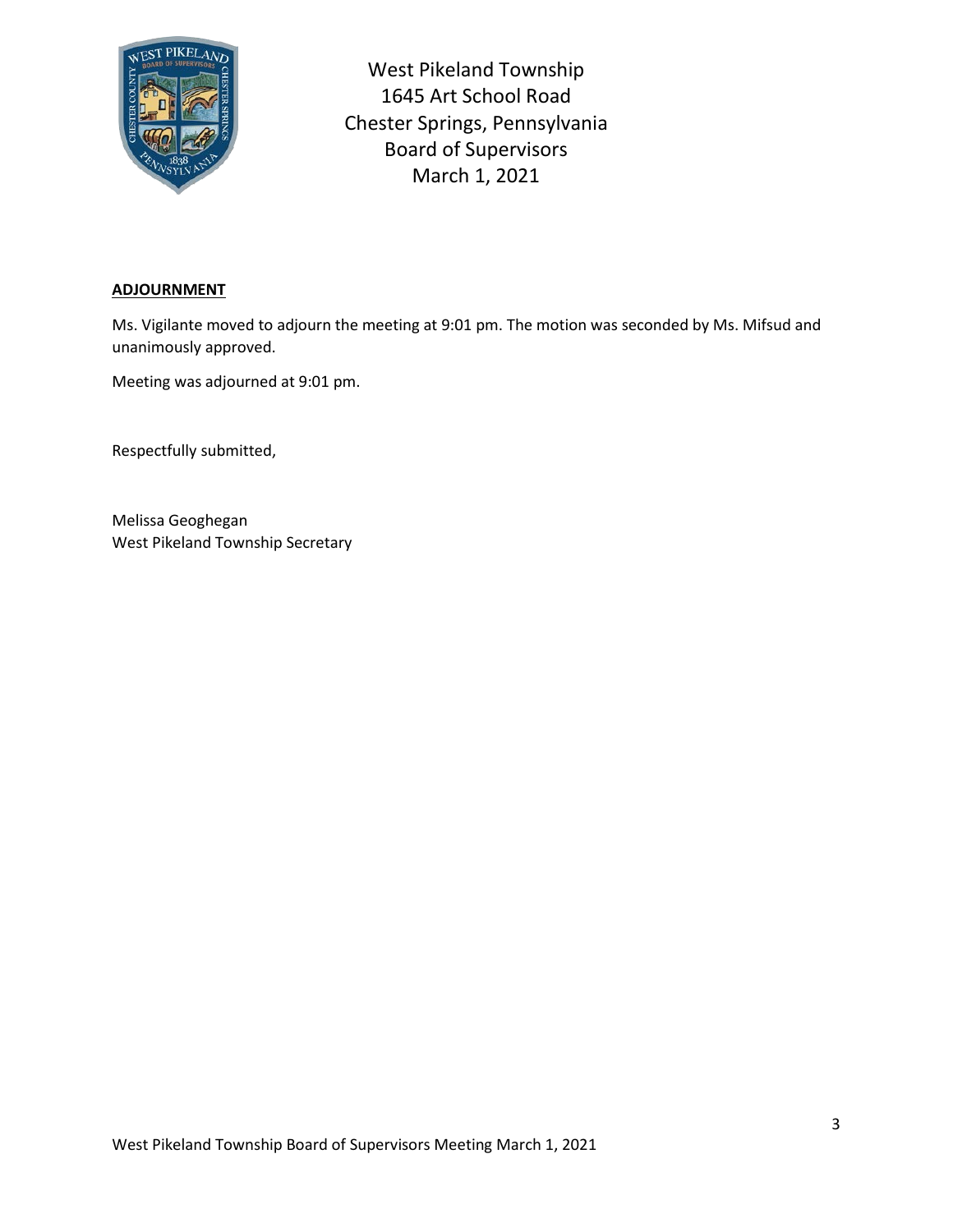West Pikeland Township
1645 Art School Road
Chester Springs, Pennsylvania
Board of Supervisors
March 1, 2021

## ADJOURNMENT

Ms. Vigilante moved to adjourn the meeting at 9:01 pm. The motion was seconded by Ms. Mifsud and unanimously approved.

Meeting was adjourned at 9:01 pm.

Respectfully submitted,

Melissa Geoghegan
West Pikeland Township Secretary